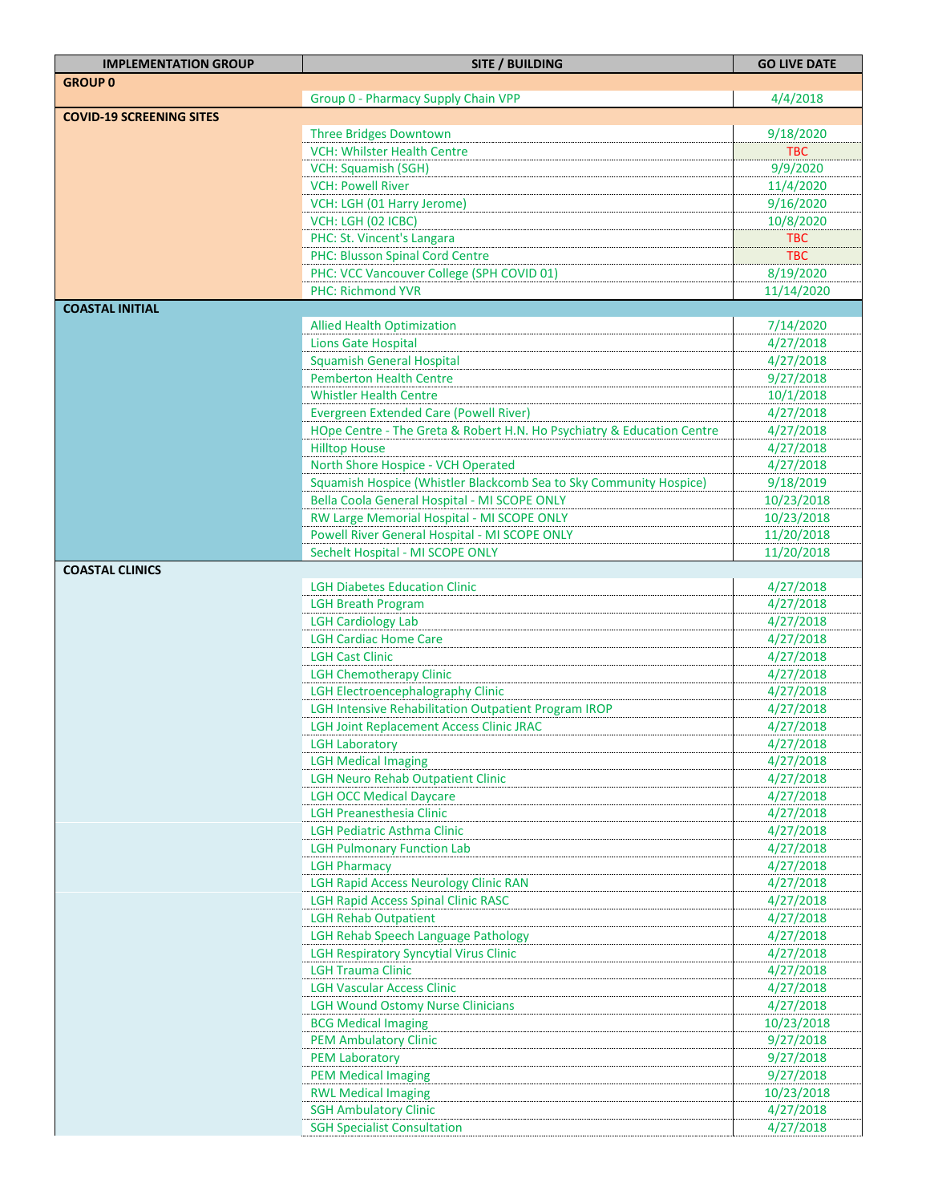| IMPLEMENTATION GROUP | SITE / BUILDING | GO LIVE DATE |
|---|---|---|
| **GROUP 0** | | |
| | Group 0 - Pharmacy Supply Chain VPP | 4/4/2018 |
| **COVID-19 SCREENING SITES** | | |
| | Three Bridges Downtown | 9/18/2020 |
| | VCH: Whilster Health Centre | TBC |
| | VCH: Squamish (SGH) | 9/9/2020 |
| | VCH: Powell River | 11/4/2020 |
| | VCH: LGH (01 Harry Jerome) | 9/16/2020 |
| | VCH: LGH (02 ICBC) | 10/8/2020 |
| | PHC: St. Vincent's Langara | TBC |
| | PHC: Blusson Spinal Cord Centre | TBC |
| | PHC: VCC Vancouver College (SPH COVID 01) | 8/19/2020 |
| | PHC: Richmond YVR | 11/14/2020 |
| **COASTAL INITIAL** | | |
| | Allied Health Optimization | 7/14/2020 |
| | Lions Gate Hospital | 4/27/2018 |
| | Squamish General Hospital | 4/27/2018 |
| | Pemberton Health Centre | 9/27/2018 |
| | Whistler Health Centre | 10/1/2018 |
| | Evergreen Extended Care (Powell River) | 4/27/2018 |
| | HOpe Centre - The Greta & Robert H.N. Ho Psychiatry & Education Centre | 4/27/2018 |
| | Hilltop House | 4/27/2018 |
| | North Shore Hospice - VCH Operated | 4/27/2018 |
| | Squamish Hospice (Whistler Blackcomb Sea to Sky Community Hospice) | 9/18/2019 |
| | Bella Coola General Hospital - MI SCOPE ONLY | 10/23/2018 |
| | RW Large Memorial Hospital - MI SCOPE ONLY | 10/23/2018 |
| | Powell River General Hospital - MI SCOPE ONLY | 11/20/2018 |
| | Sechelt Hospital - MI SCOPE ONLY | 11/20/2018 |
| **COASTAL CLINICS** | | |
| | LGH Diabetes Education Clinic | 4/27/2018 |
| | LGH Breath Program | 4/27/2018 |
| | LGH Cardiology Lab | 4/27/2018 |
| | LGH Cardiac Home Care | 4/27/2018 |
| | LGH Cast Clinic | 4/27/2018 |
| | LGH Chemotherapy Clinic | 4/27/2018 |
| | LGH Electroencephalography Clinic | 4/27/2018 |
| | LGH Intensive Rehabilitation Outpatient Program IROP | 4/27/2018 |
| | LGH Joint Replacement Access Clinic JRAC | 4/27/2018 |
| | LGH Laboratory | 4/27/2018 |
| | LGH Medical Imaging | 4/27/2018 |
| | LGH Neuro Rehab Outpatient Clinic | 4/27/2018 |
| | LGH OCC Medical Daycare | 4/27/2018 |
| | LGH Preanesthesia Clinic | 4/27/2018 |
| | LGH Pediatric Asthma Clinic | 4/27/2018 |
| | LGH Pulmonary Function Lab | 4/27/2018 |
| | LGH Pharmacy | 4/27/2018 |
| | LGH Rapid Access Neurology Clinic RAN | 4/27/2018 |
| | LGH Rapid Access Spinal Clinic RASC | 4/27/2018 |
| | LGH Rehab Outpatient | 4/27/2018 |
| | LGH Rehab Speech Language Pathology | 4/27/2018 |
| | LGH Respiratory Syncytial Virus Clinic | 4/27/2018 |
| | LGH Trauma Clinic | 4/27/2018 |
| | LGH Vascular Access Clinic | 4/27/2018 |
| | LGH Wound Ostomy Nurse Clinicians | 4/27/2018 |
| | BCG Medical Imaging | 10/23/2018 |
| | PEM Ambulatory Clinic | 9/27/2018 |
| | PEM Laboratory | 9/27/2018 |
| | PEM Medical Imaging | 9/27/2018 |
| | RWL Medical Imaging | 10/23/2018 |
| | SGH Ambulatory Clinic | 4/27/2018 |
| | SGH Specialist Consultation | 4/27/2018 |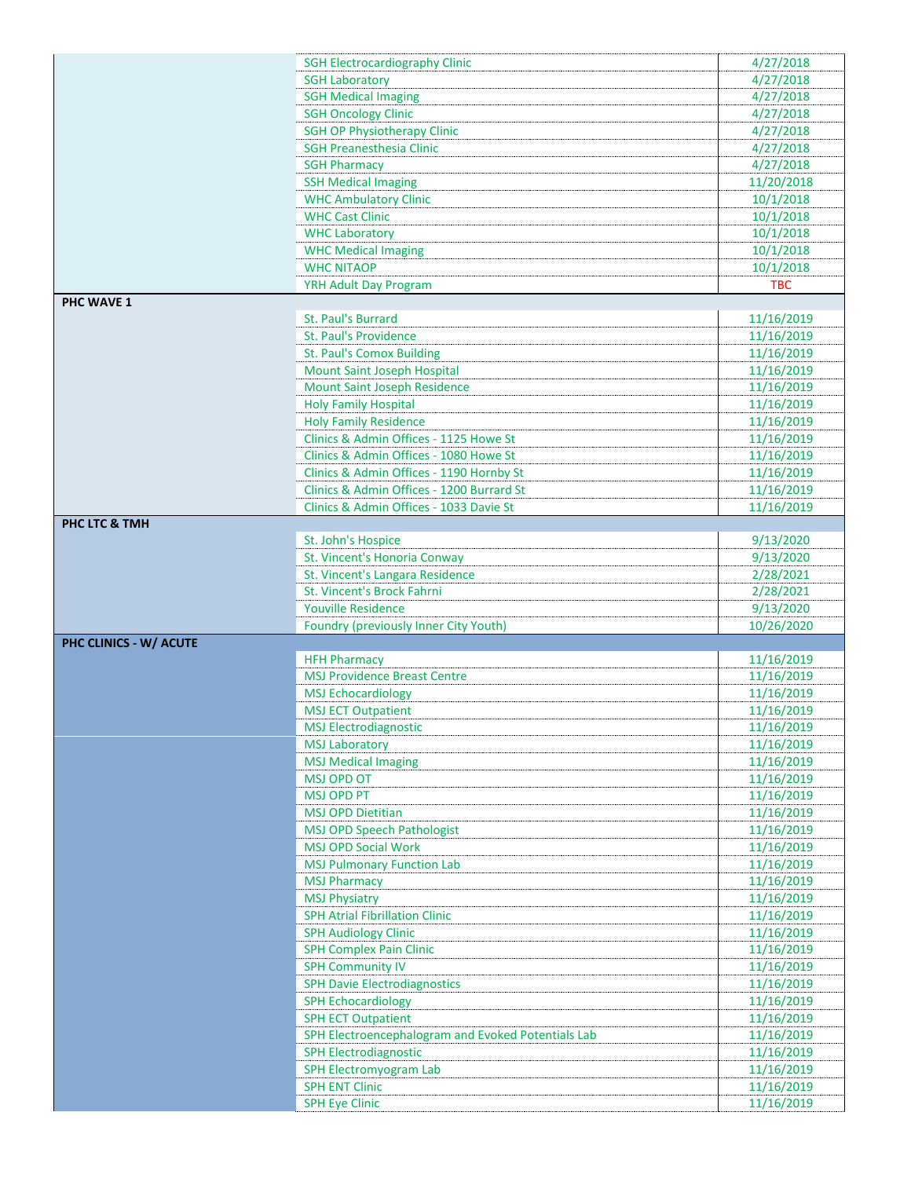| | | |
|---|---|---|
| | SGH Electrocardiography Clinic | 4/27/2018 |
| | SGH Laboratory | 4/27/2018 |
| | SGH Medical Imaging | 4/27/2018 |
| | SGH Oncology Clinic | 4/27/2018 |
| | SGH OP Physiotherapy Clinic | 4/27/2018 |
| | SGH Preanesthesia Clinic | 4/27/2018 |
| | SGH Pharmacy | 4/27/2018 |
| | SSH Medical Imaging | 11/20/2018 |
| | WHC Ambulatory Clinic | 10/1/2018 |
| | WHC Cast Clinic | 10/1/2018 |
| | WHC Laboratory | 10/1/2018 |
| | WHC Medical Imaging | 10/1/2018 |
| | WHC NITAOP | 10/1/2018 |
| | YRH Adult Day Program | TBC |
| **PHC WAVE 1** | | |
| | St. Paul's Burrard | 11/16/2019 |
| | St. Paul's Providence | 11/16/2019 |
| | St. Paul's Comox Building | 11/16/2019 |
| | Mount Saint Joseph Hospital | 11/16/2019 |
| | Mount Saint Joseph Residence | 11/16/2019 |
| | Holy Family Hospital | 11/16/2019 |
| | Holy Family Residence | 11/16/2019 |
| | Clinics & Admin Offices - 1125 Howe St | 11/16/2019 |
| | Clinics & Admin Offices - 1080 Howe St | 11/16/2019 |
| | Clinics & Admin Offices - 1190 Hornby St | 11/16/2019 |
| | Clinics & Admin Offices - 1200 Burrard St | 11/16/2019 |
| | Clinics & Admin Offices - 1033 Davie St | 11/16/2019 |
| **PHC LTC & TMH** | | |
| | St. John's Hospice | 9/13/2020 |
| | St. Vincent's Honoria Conway | 9/13/2020 |
| | St. Vincent's Langara Residence | 2/28/2021 |
| | St. Vincent's Brock Fahrni | 2/28/2021 |
| | Youville Residence | 9/13/2020 |
| | Foundry (previously Inner City Youth) | 10/26/2020 |
| **PHC CLINICS - W/ ACUTE** | | |
| | HFH Pharmacy | 11/16/2019 |
| | MSJ Providence Breast Centre | 11/16/2019 |
| | MSJ Echocardiology | 11/16/2019 |
| | MSJ ECT Outpatient | 11/16/2019 |
| | MSJ Electrodiagnostic | 11/16/2019 |
| | MSJ Laboratory | 11/16/2019 |
| | MSJ Medical Imaging | 11/16/2019 |
| | MSJ OPD OT | 11/16/2019 |
| | MSJ OPD PT | 11/16/2019 |
| | MSJ OPD Dietitian | 11/16/2019 |
| | MSJ OPD Speech Pathologist | 11/16/2019 |
| | MSJ OPD Social Work | 11/16/2019 |
| | MSJ Pulmonary Function Lab | 11/16/2019 |
| | MSJ Pharmacy | 11/16/2019 |
| | MSJ Physiatry | 11/16/2019 |
| | SPH Atrial Fibrillation Clinic | 11/16/2019 |
| | SPH Audiology Clinic | 11/16/2019 |
| | SPH Complex Pain Clinic | 11/16/2019 |
| | SPH Community IV | 11/16/2019 |
| | SPH Davie Electrodiagnostics | 11/16/2019 |
| | SPH Echocardiology | 11/16/2019 |
| | SPH ECT Outpatient | 11/16/2019 |
| | SPH Electroencephalogram and Evoked Potentials Lab | 11/16/2019 |
| | SPH Electrodiagnostic | 11/16/2019 |
| | SPH Electromyogram Lab | 11/16/2019 |
| | SPH ENT Clinic | 11/16/2019 |
| | SPH Eye Clinic | 11/16/2019 |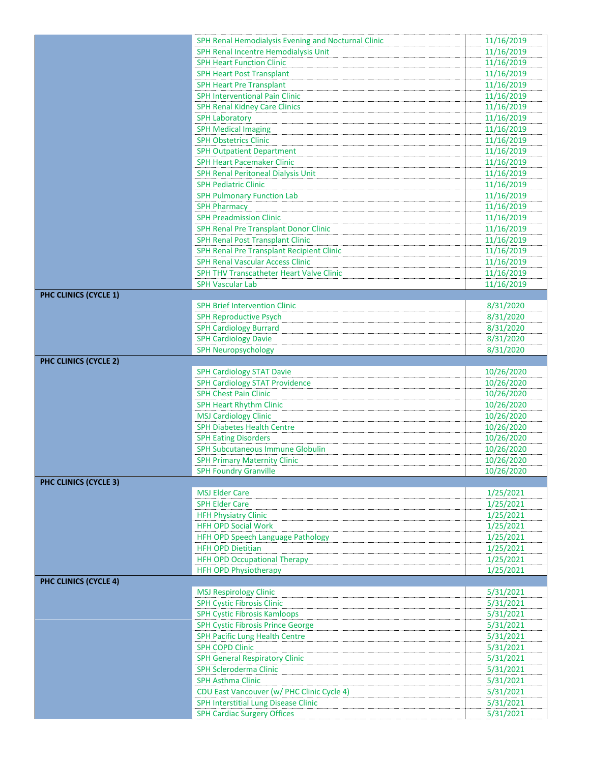| | | |
|---|---|---|
| | SPH Renal Hemodialysis Evening and Nocturnal Clinic | 11/16/2019 |
| | SPH Renal Incentre Hemodialysis Unit | 11/16/2019 |
| | SPH Heart Function Clinic | 11/16/2019 |
| | SPH Heart Post Transplant | 11/16/2019 |
| | SPH Heart Pre Transplant | 11/16/2019 |
| | SPH Interventional Pain Clinic | 11/16/2019 |
| | SPH Renal Kidney Care Clinics | 11/16/2019 |
| | SPH Laboratory | 11/16/2019 |
| | SPH Medical Imaging | 11/16/2019 |
| | SPH Obstetrics Clinic | 11/16/2019 |
| | SPH Outpatient Department | 11/16/2019 |
| | SPH Heart Pacemaker Clinic | 11/16/2019 |
| | SPH Renal Peritoneal Dialysis Unit | 11/16/2019 |
| | SPH Pediatric Clinic | 11/16/2019 |
| | SPH Pulmonary Function Lab | 11/16/2019 |
| | SPH Pharmacy | 11/16/2019 |
| | SPH Preadmission Clinic | 11/16/2019 |
| | SPH Renal Pre Transplant Donor Clinic | 11/16/2019 |
| | SPH Renal Post Transplant Clinic | 11/16/2019 |
| | SPH Renal Pre Transplant Recipient Clinic | 11/16/2019 |
| | SPH Renal Vascular Access Clinic | 11/16/2019 |
| | SPH THV Transcatheter Heart Valve Clinic | 11/16/2019 |
| | SPH Vascular Lab | 11/16/2019 |
| **PHC CLINICS (CYCLE 1)** | | |
| | SPH Brief Intervention Clinic | 8/31/2020 |
| | SPH Reproductive Psych | 8/31/2020 |
| | SPH Cardiology Burrard | 8/31/2020 |
| | SPH Cardiology Davie | 8/31/2020 |
| | SPH Neuropsychology | 8/31/2020 |
| **PHC CLINICS (CYCLE 2)** | | |
| | SPH Cardiology STAT Davie | 10/26/2020 |
| | SPH Cardiology STAT Providence | 10/26/2020 |
| | SPH Chest Pain Clinic | 10/26/2020 |
| | SPH Heart Rhythm Clinic | 10/26/2020 |
| | MSJ Cardiology Clinic | 10/26/2020 |
| | SPH Diabetes Health Centre | 10/26/2020 |
| | SPH Eating Disorders | 10/26/2020 |
| | SPH Subcutaneous Immune Globulin | 10/26/2020 |
| | SPH Primary Maternity Clinic | 10/26/2020 |
| | SPH Foundry Granville | 10/26/2020 |
| **PHC CLINICS (CYCLE 3)** | | |
| | MSJ Elder Care | 1/25/2021 |
| | SPH Elder Care | 1/25/2021 |
| | HFH Physiatry Clinic | 1/25/2021 |
| | HFH OPD Social Work | 1/25/2021 |
| | HFH OPD Speech Language Pathology | 1/25/2021 |
| | HFH OPD Dietitian | 1/25/2021 |
| | HFH OPD Occupational Therapy | 1/25/2021 |
| | HFH OPD Physiotherapy | 1/25/2021 |
| **PHC CLINICS (CYCLE 4)** | | |
| | MSJ Respirology Clinic | 5/31/2021 |
| | SPH Cystic Fibrosis Clinic | 5/31/2021 |
| | SPH Cystic Fibrosis Kamloops | 5/31/2021 |
| | SPH Cystic Fibrosis Prince George | 5/31/2021 |
| | SPH Pacific Lung Health Centre | 5/31/2021 |
| | SPH COPD Clinic | 5/31/2021 |
| | SPH General Respiratory Clinic | 5/31/2021 |
| | SPH Scleroderma Clinic | 5/31/2021 |
| | SPH Asthma Clinic | 5/31/2021 |
| | CDU East Vancouver (w/ PHC Clinic Cycle 4) | 5/31/2021 |
| | SPH Interstitial Lung Disease Clinic | 5/31/2021 |
| | SPH Cardiac Surgery Offices | 5/31/2021 |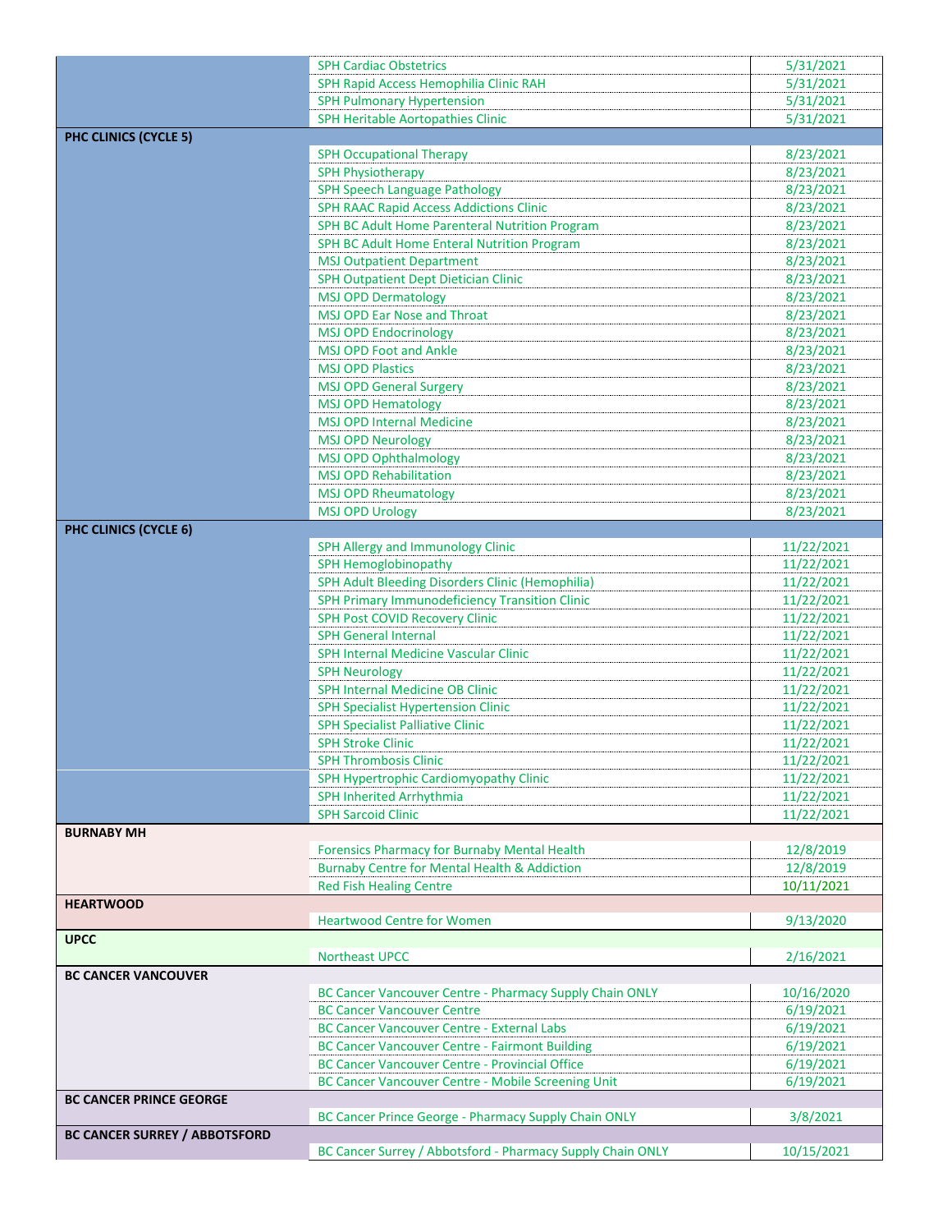| | | |
|---|---|---|
| | SPH Cardiac Obstetrics | 5/31/2021 |
| | SPH Rapid Access Hemophilia Clinic RAH | 5/31/2021 |
| | SPH Pulmonary Hypertension | 5/31/2021 |
| | SPH Heritable Aortopathies Clinic | 5/31/2021 |
| **PHC CLINICS (CYCLE 5)** | | |
| | SPH Occupational Therapy | 8/23/2021 |
| | SPH Physiotherapy | 8/23/2021 |
| | SPH Speech Language Pathology | 8/23/2021 |
| | SPH RAAC Rapid Access Addictions Clinic | 8/23/2021 |
| | SPH BC Adult Home Parenteral Nutrition Program | 8/23/2021 |
| | SPH BC Adult Home Enteral Nutrition Program | 8/23/2021 |
| | MSJ Outpatient Department | 8/23/2021 |
| | SPH Outpatient Dept Dietician Clinic | 8/23/2021 |
| | MSJ OPD Dermatology | 8/23/2021 |
| | MSJ OPD Ear Nose and Throat | 8/23/2021 |
| | MSJ OPD Endocrinology | 8/23/2021 |
| | MSJ OPD Foot and Ankle | 8/23/2021 |
| | MSJ OPD Plastics | 8/23/2021 |
| | MSJ OPD General Surgery | 8/23/2021 |
| | MSJ OPD Hematology | 8/23/2021 |
| | MSJ OPD Internal Medicine | 8/23/2021 |
| | MSJ OPD Neurology | 8/23/2021 |
| | MSJ OPD Ophthalmology | 8/23/2021 |
| | MSJ OPD Rehabilitation | 8/23/2021 |
| | MSJ OPD Rheumatology | 8/23/2021 |
| | MSJ OPD Urology | 8/23/2021 |
| **PHC CLINICS (CYCLE 6)** | | |
| | SPH Allergy and Immunology Clinic | 11/22/2021 |
| | SPH Hemoglobinopathy | 11/22/2021 |
| | SPH Adult Bleeding Disorders Clinic (Hemophilia) | 11/22/2021 |
| | SPH Primary Immunodeficiency Transition Clinic | 11/22/2021 |
| | SPH Post COVID Recovery Clinic | 11/22/2021 |
| | SPH General Internal | 11/22/2021 |
| | SPH Internal Medicine Vascular Clinic | 11/22/2021 |
| | SPH Neurology | 11/22/2021 |
| | SPH Internal Medicine OB Clinic | 11/22/2021 |
| | SPH Specialist Hypertension Clinic | 11/22/2021 |
| | SPH Specialist Palliative Clinic | 11/22/2021 |
| | SPH Stroke Clinic | 11/22/2021 |
| | SPH Thrombosis Clinic | 11/22/2021 |
| | SPH Hypertrophic Cardiomyopathy Clinic | 11/22/2021 |
| | SPH Inherited Arrhythmia | 11/22/2021 |
| | SPH Sarcoid Clinic | 11/22/2021 |
| **BURNABY MH** | | |
| | Forensics Pharmacy for Burnaby Mental Health | 12/8/2019 |
| | Burnaby Centre for Mental Health & Addiction | 12/8/2019 |
| | Red Fish Healing Centre | 10/11/2021 |
| **HEARTWOOD** | | |
| | Heartwood Centre for Women | 9/13/2020 |
| **UPCC** | | |
| | Northeast UPCC | 2/16/2021 |
| **BC CANCER VANCOUVER** | | |
| | BC Cancer Vancouver Centre - Pharmacy Supply Chain ONLY | 10/16/2020 |
| | BC Cancer Vancouver Centre | 6/19/2021 |
| | BC Cancer Vancouver Centre - External Labs | 6/19/2021 |
| | BC Cancer Vancouver Centre - Fairmont Building | 6/19/2021 |
| | BC Cancer Vancouver Centre - Provincial Office | 6/19/2021 |
| | BC Cancer Vancouver Centre - Mobile Screening Unit | 6/19/2021 |
| **BC CANCER PRINCE GEORGE** | | |
| | BC Cancer Prince George - Pharmacy Supply Chain ONLY | 3/8/2021 |
| **BC CANCER SURREY / ABBOTSFORD** | | |
| | BC Cancer Surrey / Abbotsford - Pharmacy Supply Chain ONLY | 10/15/2021 |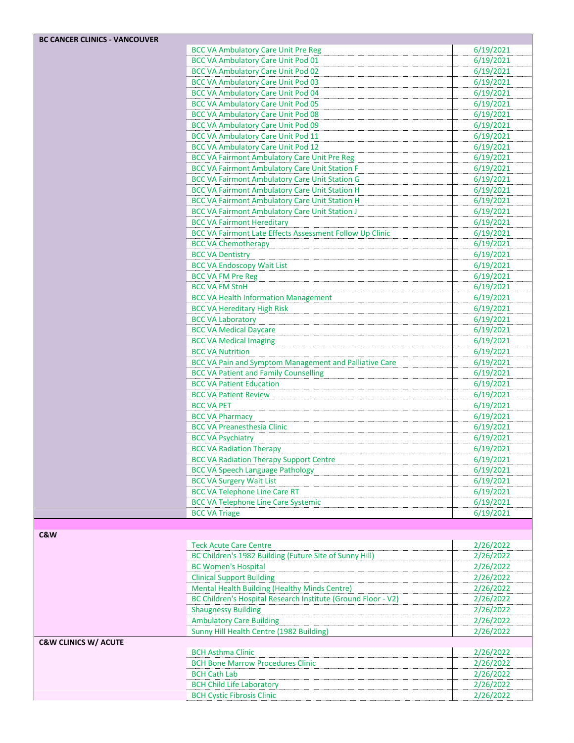| | | |
|---|---|---|
| **BC CANCER CLINICS - VANCOUVER** | | |
| | BCC VA Ambulatory Care Unit Pre Reg | 6/19/2021 |
| | BCC VA Ambulatory Care Unit Pod 01 | 6/19/2021 |
| | BCC VA Ambulatory Care Unit Pod 02 | 6/19/2021 |
| | BCC VA Ambulatory Care Unit Pod 03 | 6/19/2021 |
| | BCC VA Ambulatory Care Unit Pod 04 | 6/19/2021 |
| | BCC VA Ambulatory Care Unit Pod 05 | 6/19/2021 |
| | BCC VA Ambulatory Care Unit Pod 08 | 6/19/2021 |
| | BCC VA Ambulatory Care Unit Pod 09 | 6/19/2021 |
| | BCC VA Ambulatory Care Unit Pod 11 | 6/19/2021 |
| | BCC VA Ambulatory Care Unit Pod 12 | 6/19/2021 |
| | BCC VA Fairmont Ambulatory Care Unit Pre Reg | 6/19/2021 |
| | BCC VA Fairmont Ambulatory Care Unit Station F | 6/19/2021 |
| | BCC VA Fairmont Ambulatory Care Unit Station G | 6/19/2021 |
| | BCC VA Fairmont Ambulatory Care Unit Station H | 6/19/2021 |
| | BCC VA Fairmont Ambulatory Care Unit Station H | 6/19/2021 |
| | BCC VA Fairmont Ambulatory Care Unit Station J | 6/19/2021 |
| | BCC VA Fairmont Hereditary | 6/19/2021 |
| | BCC VA Fairmont Late Effects Assessment Follow Up Clinic | 6/19/2021 |
| | BCC VA Chemotherapy | 6/19/2021 |
| | BCC VA Dentistry | 6/19/2021 |
| | BCC VA Endoscopy Wait List | 6/19/2021 |
| | BCC VA FM Pre Reg | 6/19/2021 |
| | BCC VA FM StnH | 6/19/2021 |
| | BCC VA Health Information Management | 6/19/2021 |
| | BCC VA Hereditary High Risk | 6/19/2021 |
| | BCC VA Laboratory | 6/19/2021 |
| | BCC VA Medical Daycare | 6/19/2021 |
| | BCC VA Medical Imaging | 6/19/2021 |
| | BCC VA Nutrition | 6/19/2021 |
| | BCC VA Pain and Symptom Management and Palliative Care | 6/19/2021 |
| | BCC VA Patient and Family Counselling | 6/19/2021 |
| | BCC VA Patient Education | 6/19/2021 |
| | BCC VA Patient Review | 6/19/2021 |
| | BCC VA PET | 6/19/2021 |
| | BCC VA Pharmacy | 6/19/2021 |
| | BCC VA Preanesthesia Clinic | 6/19/2021 |
| | BCC VA Psychiatry | 6/19/2021 |
| | BCC VA Radiation Therapy | 6/19/2021 |
| | BCC VA Radiation Therapy Support Centre | 6/19/2021 |
| | BCC VA Speech Language Pathology | 6/19/2021 |
| | BCC VA Surgery Wait List | 6/19/2021 |
| | BCC VA Telephone Line Care RT | 6/19/2021 |
| | BCC VA Telephone Line Care Systemic | 6/19/2021 |
| | BCC VA Triage | 6/19/2021 |
| **C&W** | | |
| | Teck Acute Care Centre | 2/26/2022 |
| | BC Children's 1982 Building (Future Site of Sunny Hill) | 2/26/2022 |
| | BC Women's Hospital | 2/26/2022 |
| | Clinical Support Building | 2/26/2022 |
| | Mental Health Building (Healthy Minds Centre) | 2/26/2022 |
| | BC Children's Hospital Research Institute (Ground Floor - V2) | 2/26/2022 |
| | Shaugnessy Building | 2/26/2022 |
| | Ambulatory Care Building | 2/26/2022 |
| | Sunny Hill Health Centre (1982 Building) | 2/26/2022 |
| **C&W CLINICS W/ ACUTE** | | |
| | BCH Asthma Clinic | 2/26/2022 |
| | BCH Bone Marrow Procedures Clinic | 2/26/2022 |
| | BCH Cath Lab | 2/26/2022 |
| | BCH Child Life Laboratory | 2/26/2022 |
| | BCH Cystic Fibrosis Clinic | 2/26/2022 |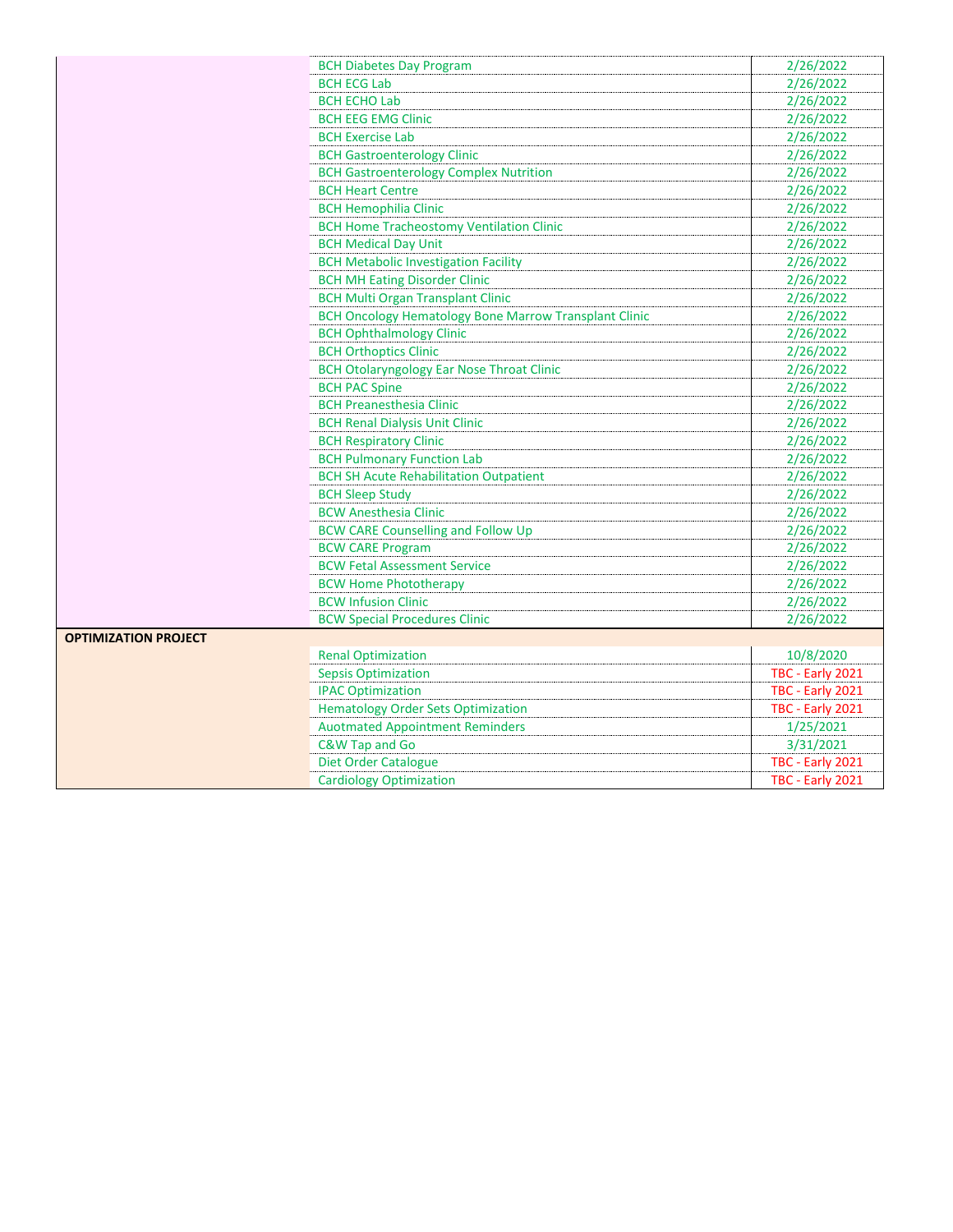| | | |
|---|---|---|
| | BCH Diabetes Day Program | 2/26/2022 |
| | BCH ECG Lab | 2/26/2022 |
| | BCH ECHO Lab | 2/26/2022 |
| | BCH EEG EMG Clinic | 2/26/2022 |
| | BCH Exercise Lab | 2/26/2022 |
| | BCH Gastroenterology Clinic | 2/26/2022 |
| | BCH Gastroenterology Complex Nutrition | 2/26/2022 |
| | BCH Heart Centre | 2/26/2022 |
| | BCH Hemophilia Clinic | 2/26/2022 |
| | BCH Home Tracheostomy Ventilation Clinic | 2/26/2022 |
| | BCH Medical Day Unit | 2/26/2022 |
| | BCH Metabolic Investigation Facility | 2/26/2022 |
| | BCH MH Eating Disorder Clinic | 2/26/2022 |
| | BCH Multi Organ Transplant Clinic | 2/26/2022 |
| | BCH Oncology Hematology Bone Marrow Transplant Clinic | 2/26/2022 |
| | BCH Ophthalmology Clinic | 2/26/2022 |
| | BCH Orthoptics Clinic | 2/26/2022 |
| | BCH Otolaryngology Ear Nose Throat Clinic | 2/26/2022 |
| | BCH PAC Spine | 2/26/2022 |
| | BCH Preanesthesia Clinic | 2/26/2022 |
| | BCH Renal Dialysis Unit Clinic | 2/26/2022 |
| | BCH Respiratory Clinic | 2/26/2022 |
| | BCH Pulmonary Function Lab | 2/26/2022 |
| | BCH SH Acute Rehabilitation Outpatient | 2/26/2022 |
| | BCH Sleep Study | 2/26/2022 |
| | BCW Anesthesia Clinic | 2/26/2022 |
| | BCW CARE Counselling and Follow Up | 2/26/2022 |
| | BCW CARE Program | 2/26/2022 |
| | BCW Fetal Assessment Service | 2/26/2022 |
| | BCW Home Phototherapy | 2/26/2022 |
| | BCW Infusion Clinic | 2/26/2022 |
| | BCW Special Procedures Clinic | 2/26/2022 |
| **OPTIMIZATION PROJECT** | | |
| | Renal Optimization | 10/8/2020 |
| | Sepsis Optimization | TBC - Early 2021 |
| | IPAC Optimization | TBC - Early 2021 |
| | Hematology Order Sets Optimization | TBC - Early 2021 |
| | Auotmated Appointment Reminders | 1/25/2021 |
| | C&W Tap and Go | 3/31/2021 |
| | Diet Order Catalogue | TBC - Early 2021 |
| | Cardiology Optimization | TBC - Early 2021 |